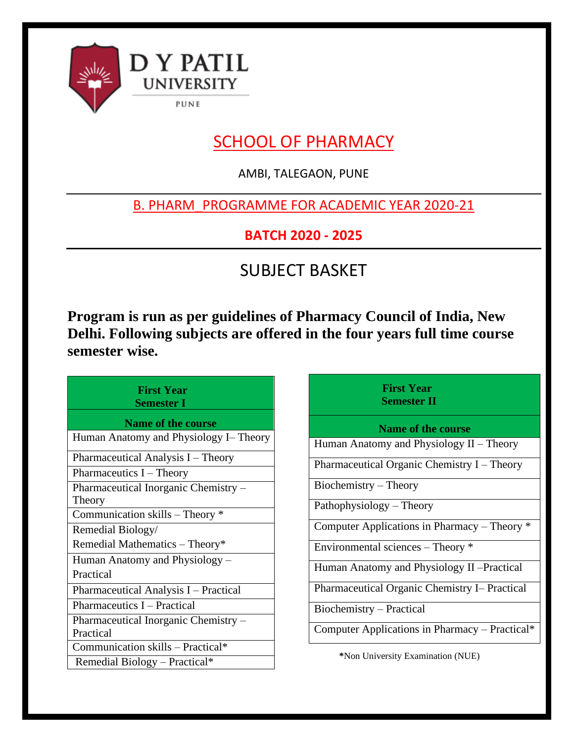D Y PATIL UNIVERSITY

PUNE

# SCHOOL OF PHARMACY

AMBI, TALEGAON, PUNE

## B. PHARM_PROGRAMME FOR ACADEMIC YEAR 2020-21

**BATCH 2020 - 2025**

## SUBJECT BASKET

**Program is run as per guidelines of Pharmacy Council of India, New Delhi. Following subjects are offered in the four years full time course semester wise.**

| **First Year Semester I** |
|---|
| **Name of the course** |
| Human Anatomy and Physiology I– Theory |
| Pharmaceutical Analysis I – Theory |
| Pharmaceutics I – Theory |
| Pharmaceutical Inorganic Chemistry – Theory |
| Communication skills – Theory * |
| Remedial Biology/ Remedial Mathematics – Theory* |
| Human Anatomy and Physiology – Practical |
| Pharmaceutical Analysis I – Practical |
| Pharmaceutics I – Practical |
| Pharmaceutical Inorganic Chemistry – Practical |
| Communication skills – Practical* |
| Remedial Biology – Practical* |

| **First Year Semester II** |
|---|
| **Name of the course** |
| Human Anatomy and Physiology II – Theory |
| Pharmaceutical Organic Chemistry I – Theory |
| Biochemistry – Theory |
| Pathophysiology – Theory |
| Computer Applications in Pharmacy – Theory * |
| Environmental sciences – Theory * |
| Human Anatomy and Physiology II –Practical |
| Pharmaceutical Organic Chemistry I– Practical |
| Biochemistry – Practical |
| Computer Applications in Pharmacy – Practical* |

**\***Non University Examination (NUE)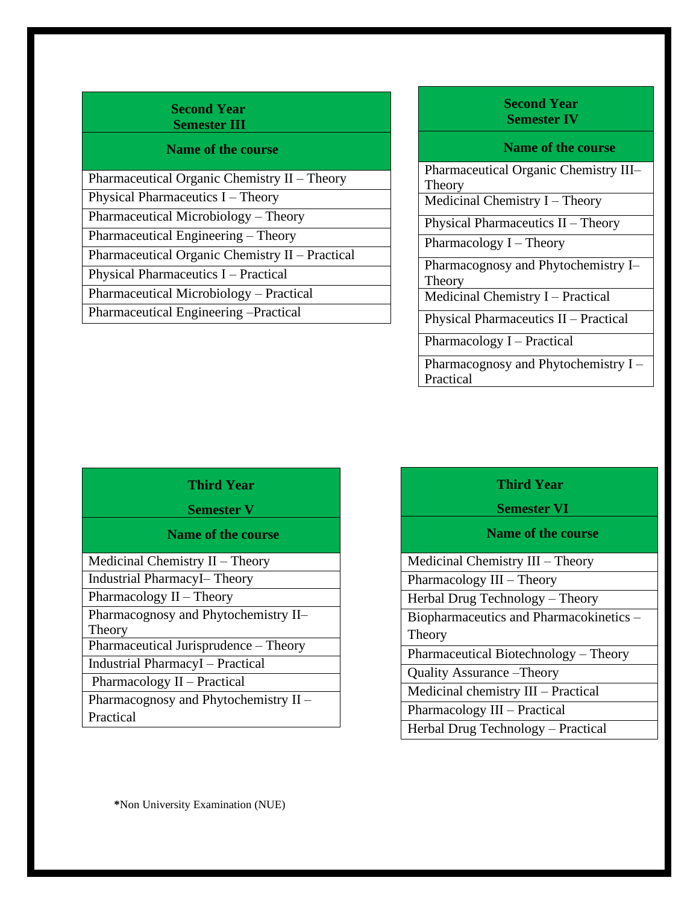| Second Year Semester III |
|---|
| **Name of the course** |
| Pharmaceutical Organic Chemistry II – Theory |
| Physical Pharmaceutics I – Theory |
| Pharmaceutical Microbiology – Theory |
| Pharmaceutical Engineering – Theory |
| Pharmaceutical Organic Chemistry II – Practical |
| Physical Pharmaceutics I – Practical |
| Pharmaceutical Microbiology – Practical |
| Pharmaceutical Engineering –Practical |

| Second Year Semester IV |
|---|
| **Name of the course** |
| Pharmaceutical Organic Chemistry III– Theory |
| Medicinal Chemistry I – Theory |
| Physical Pharmaceutics II – Theory |
| Pharmacology I – Theory |
| Pharmacognosy and Phytochemistry I– Theory |
| Medicinal Chemistry I – Practical |
| Physical Pharmaceutics II – Practical |
| Pharmacology I – Practical |
| Pharmacognosy and Phytochemistry I – Practical |

| Third Year Semester V |
|---|
| **Name of the course** |
| Medicinal Chemistry II – Theory |
| Industrial PharmacyI– Theory |
| Pharmacology II – Theory |
| Pharmacognosy and Phytochemistry II– Theory |
| Pharmaceutical Jurisprudence – Theory |
| Industrial PharmacyI – Practical |
| Pharmacology II – Practical |
| Pharmacognosy and Phytochemistry II – Practical |

| Third Year Semester VI |
|---|
| **Name of the course** |
| Medicinal Chemistry III – Theory |
| Pharmacology III – Theory |
| Herbal Drug Technology – Theory |
| Biopharmaceutics and Pharmacokinetics – Theory |
| Pharmaceutical Biotechnology – Theory |
| Quality Assurance –Theory |
| Medicinal chemistry III – Practical |
| Pharmacology III – Practical |
| Herbal Drug Technology – Practical |

**\***Non University Examination (NUE)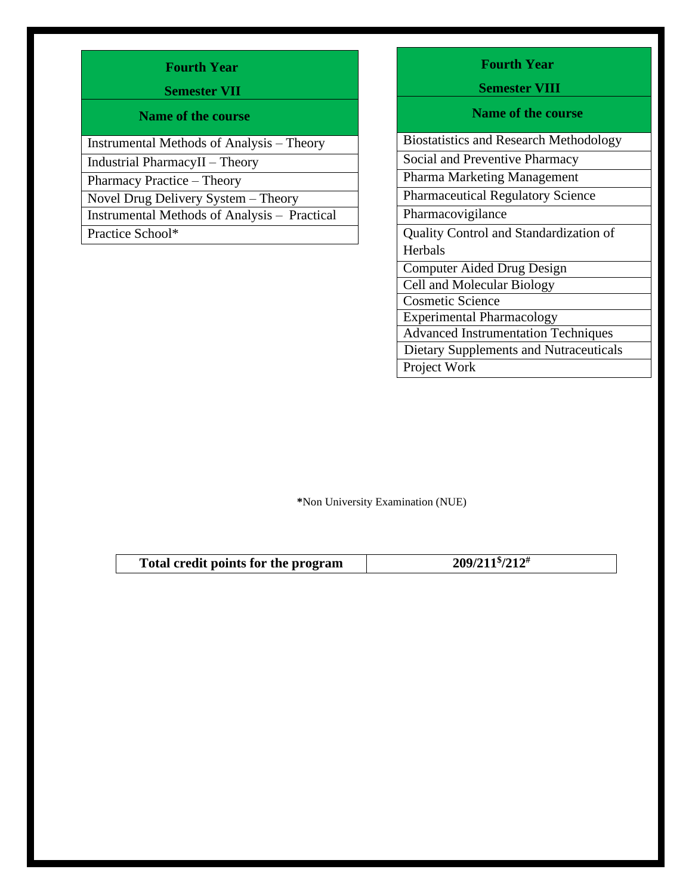| Fourth Year Semester VII |
| --- |
| **Name of the course** |
| Instrumental Methods of Analysis – Theory |
| Industrial PharmacyII – Theory |
| Pharmacy Practice – Theory |
| Novel Drug Delivery System – Theory |
| Instrumental Methods of Analysis – Practical |
| Practice School* |

| Fourth Year Semester VIII |
| --- |
| **Name of the course** |
| Biostatistics and Research Methodology |
| Social and Preventive Pharmacy |
| Pharma Marketing Management |
| Pharmaceutical Regulatory Science |
| Pharmacovigilance |
| Quality Control and Standardization of Herbals |
| Computer Aided Drug Design |
| Cell and Molecular Biology |
| Cosmetic Science |
| Experimental Pharmacology |
| Advanced Instrumentation Techniques |
| Dietary Supplements and Nutraceuticals |
| Project Work |

***Non University Examination (NUE)

| | |
| --- | --- |
| **Total credit points for the program** | **209/211[$]/212[#]** |